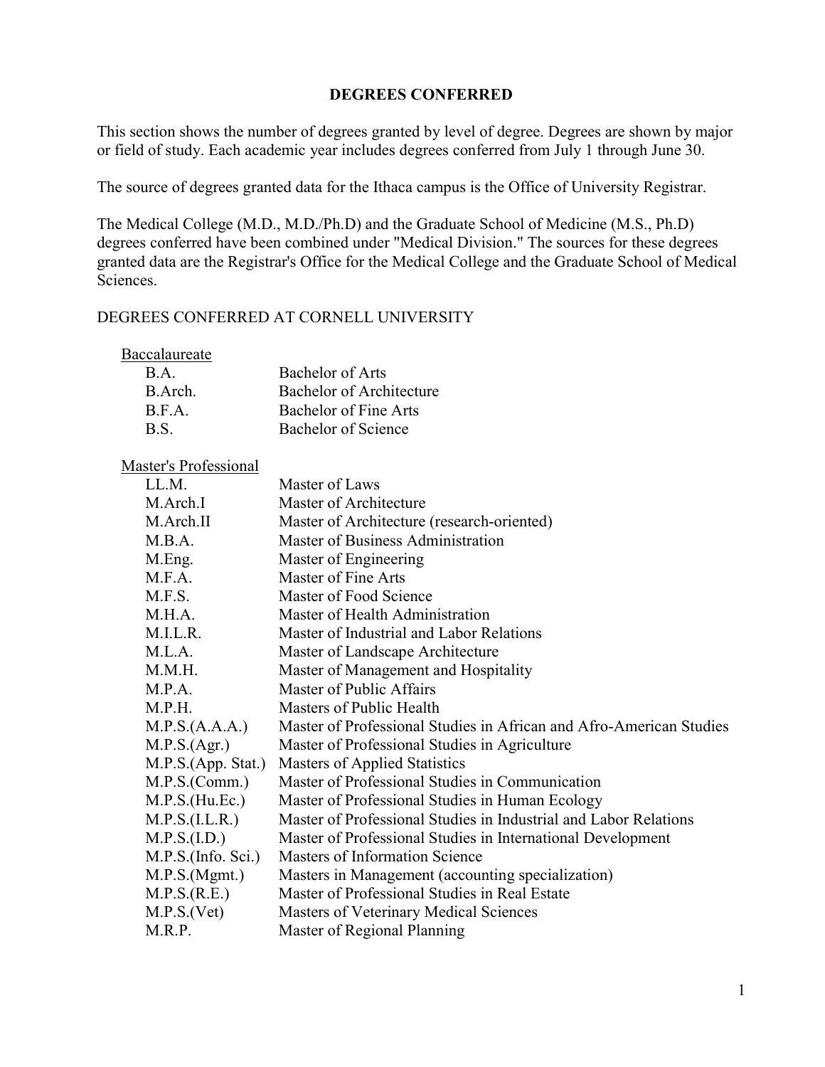# DEGREES CONFERRED

This section shows the number of degrees granted by level of degree. Degrees are shown by major or field of study. Each academic year includes degrees conferred from July 1 through June 30.

The source of degrees granted data for the Ithaca campus is the Office of University Registrar.

The Medical College (M.D., M.D./Ph.D) and the Graduate School of Medicine (M.S., Ph.D) degrees conferred have been combined under "Medical Division." The sources for these degrees granted data are the Registrar's Office for the Medical College and the Graduate School of Medical Sciences.

## DEGREES CONFERRED AT CORNELL UNIVERSITY

### Baccalaureate

| | |
|---|---|
| B.A. | Bachelor of Arts |
| B.Arch. | Bachelor of Architecture |
| B.F.A. | Bachelor of Fine Arts |
| B.S. | Bachelor of Science |

### Master's Professional

| | |
|---|---|
| LL.M. | Master of Laws |
| M.Arch.I | Master of Architecture |
| M.Arch.II | Master of Architecture (research-oriented) |
| M.B.A. | Master of Business Administration |
| M.Eng. | Master of Engineering |
| M.F.A. | Master of Fine Arts |
| M.F.S. | Master of Food Science |
| M.H.A. | Master of Health Administration |
| M.I.L.R. | Master of Industrial and Labor Relations |
| M.L.A. | Master of Landscape Architecture |
| M.M.H. | Master of Management and Hospitality |
| M.P.A. | Master of Public Affairs |
| M.P.H. | Masters of Public Health |
| M.P.S.(A.A.A.) | Master of Professional Studies in African and Afro-American Studies |
| M.P.S.(Agr.) | Master of Professional Studies in Agriculture |
| M.P.S.(App. Stat.) | Masters of Applied Statistics |
| M.P.S.(Comm.) | Master of Professional Studies in Communication |
| M.P.S.(Hu.Ec.) | Master of Professional Studies in Human Ecology |
| M.P.S.(I.L.R.) | Master of Professional Studies in Industrial and Labor Relations |
| M.P.S.(I.D.) | Master of Professional Studies in International Development |
| M.P.S.(Info. Sci.) | Masters of Information Science |
| M.P.S.(Mgmt.) | Masters in Management (accounting specialization) |
| M.P.S.(R.E.) | Master of Professional Studies in Real Estate |
| M.P.S.(Vet) | Masters of Veterinary Medical Sciences |
| M.R.P. | Master of Regional Planning |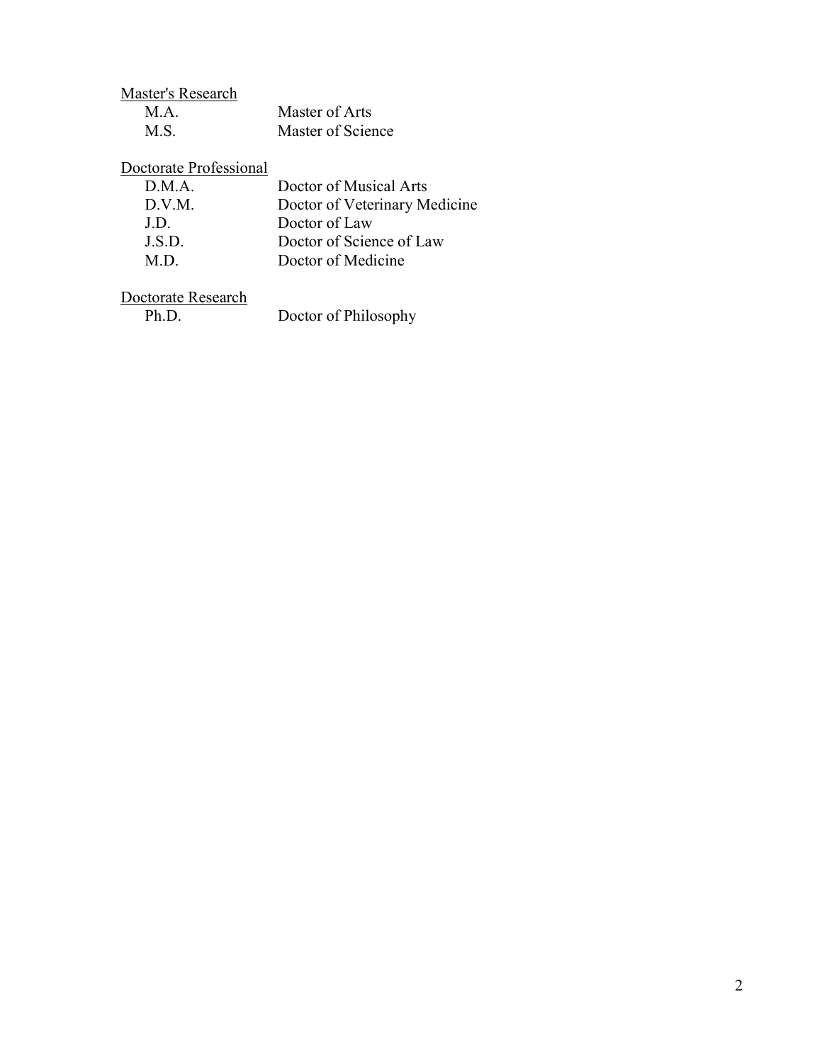<u>Master's Research</u>

| | |
|---|---|
| M.A. | Master of Arts |
| M.S. | Master of Science |

<u>Doctorate Professional</u>

| | |
|---|---|
| D.M.A. | Doctor of Musical Arts |
| D.V.M. | Doctor of Veterinary Medicine |
| J.D. | Doctor of Law |
| J.S.D. | Doctor of Science of Law |
| M.D. | Doctor of Medicine |

<u>Doctorate Research</u>

| | |
|---|---|
| Ph.D. | Doctor of Philosophy |